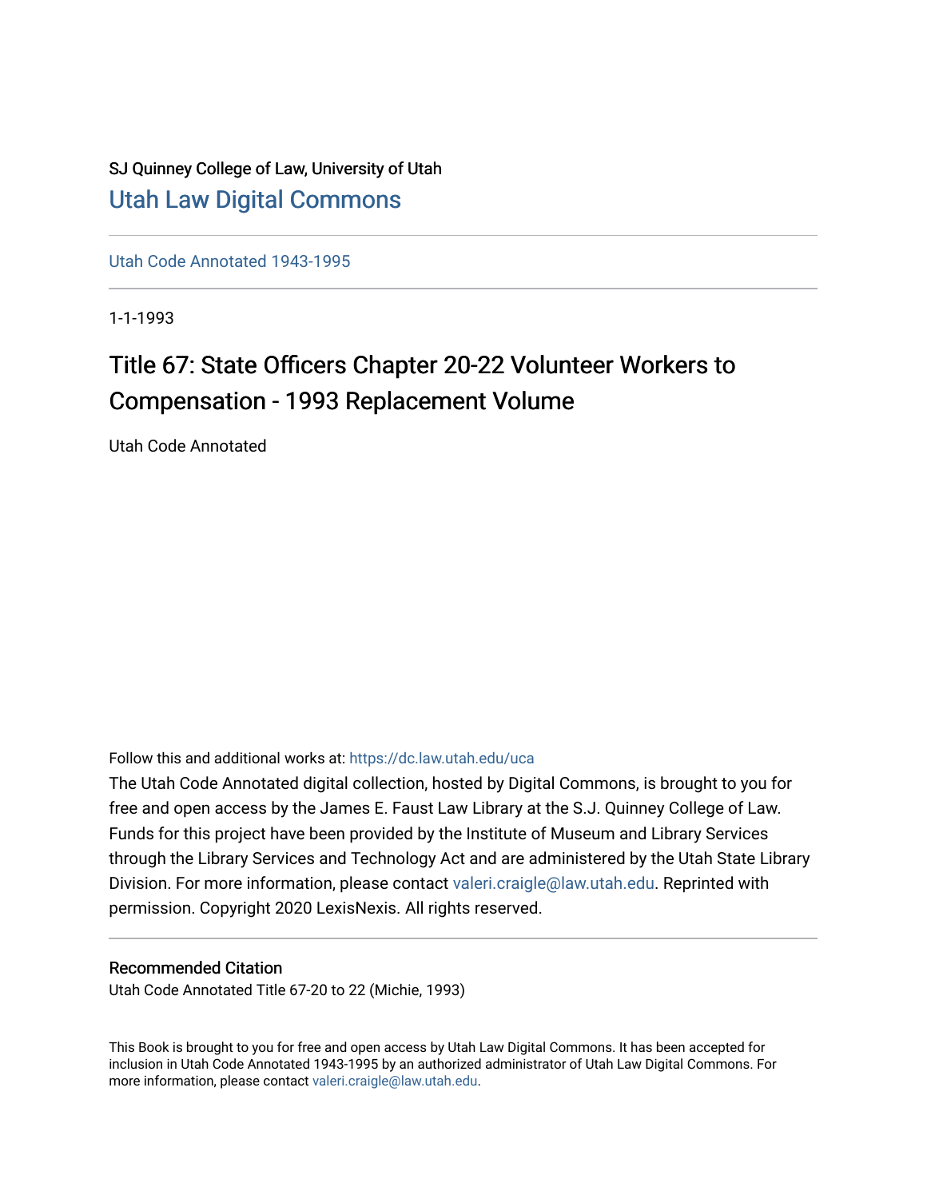SJ Quinney College of Law, University of Utah

# Utah Law Digital Commons

Utah Code Annotated 1943-1995

1-1-1993

## Title 67: State Officers Chapter 20-22 Volunteer Workers to Compensation - 1993 Replacement Volume

Utah Code Annotated

Follow this and additional works at: https://dc.law.utah.edu/uca

The Utah Code Annotated digital collection, hosted by Digital Commons, is brought to you for free and open access by the James E. Faust Law Library at the S.J. Quinney College of Law. Funds for this project have been provided by the Institute of Museum and Library Services through the Library Services and Technology Act and are administered by the Utah State Library Division. For more information, please contact valeri.craigle@law.utah.edu. Reprinted with permission. Copyright 2020 LexisNexis. All rights reserved.

### Recommended Citation

Utah Code Annotated Title 67-20 to 22 (Michie, 1993)

This Book is brought to you for free and open access by Utah Law Digital Commons. It has been accepted for inclusion in Utah Code Annotated 1943-1995 by an authorized administrator of Utah Law Digital Commons. For more information, please contact valeri.craigle@law.utah.edu.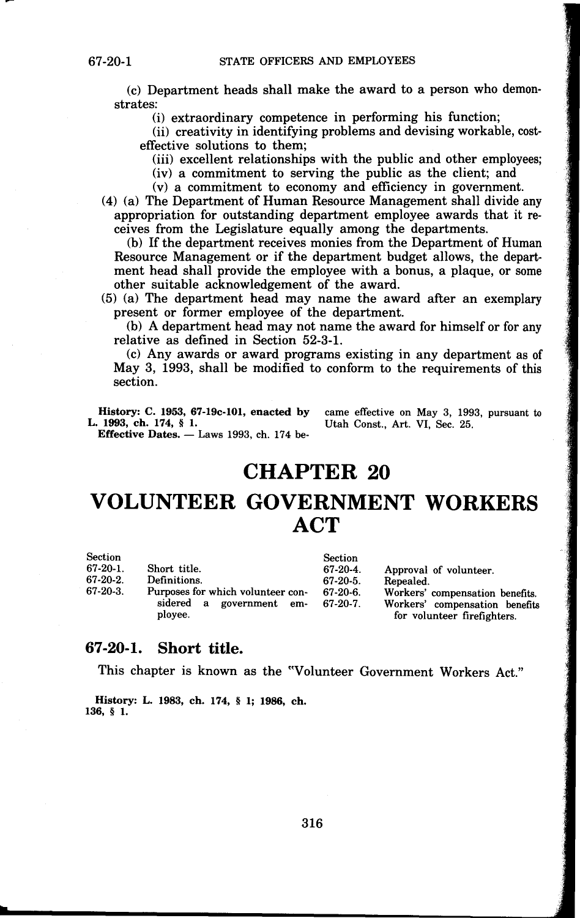(c) Department heads shall make the award to a person who demonstrates:

(i) extraordinary competence in performing his function;

(ii) creativity in identifying problems and devising workable, cost-effective solutions to them;

(iii) excellent relationships with the public and other employees;

(iv) a commitment to serving the public as the client; and

(v) a commitment to economy and efficiency in government.

(4) (a) The Department of Human Resource Management shall divide any appropriation for outstanding department employee awards that it receives from the Legislature equally among the departments.

(b) If the department receives monies from the Department of Human Resource Management or if the department budget allows, the department head shall provide the employee with a bonus, a plaque, or some other suitable acknowledgement of the award.

(5) (a) The department head may name the award after an exemplary present or former employee of the department.

(b) A department head may not name the award for himself or for any relative as defined in Section 52-3-1.

(c) Any awards or award programs existing in any department as of May 3, 1993, shall be modified to conform to the requirements of this section.

**History: C. 1953, 67-19c-101, enacted by L. 1993, ch. 174, § 1.**

**Effective Dates.** — Laws 1993, ch. 174 became effective on May 3, 1993, pursuant to Utah Const., Art. VI, Sec. 25.

# CHAPTER 20

# VOLUNTEER GOVERNMENT WORKERS ACT

| Section | | Section | |
|---|---|---|---|
| 67-20-1. | Short title. | 67-20-4. | Approval of volunteer. |
| 67-20-2. | Definitions. | 67-20-5. | Repealed. |
| 67-20-3. | Purposes for which volunteer considered a government employee. | 67-20-6. | Workers' compensation benefits. |
| | | 67-20-7. | Workers' compensation benefits for volunteer firefighters. |

## 67-20-1. Short title.

This chapter is known as the "Volunteer Government Workers Act."

**History: L. 1983, ch. 174, § 1; 1986, ch. 136, § 1.**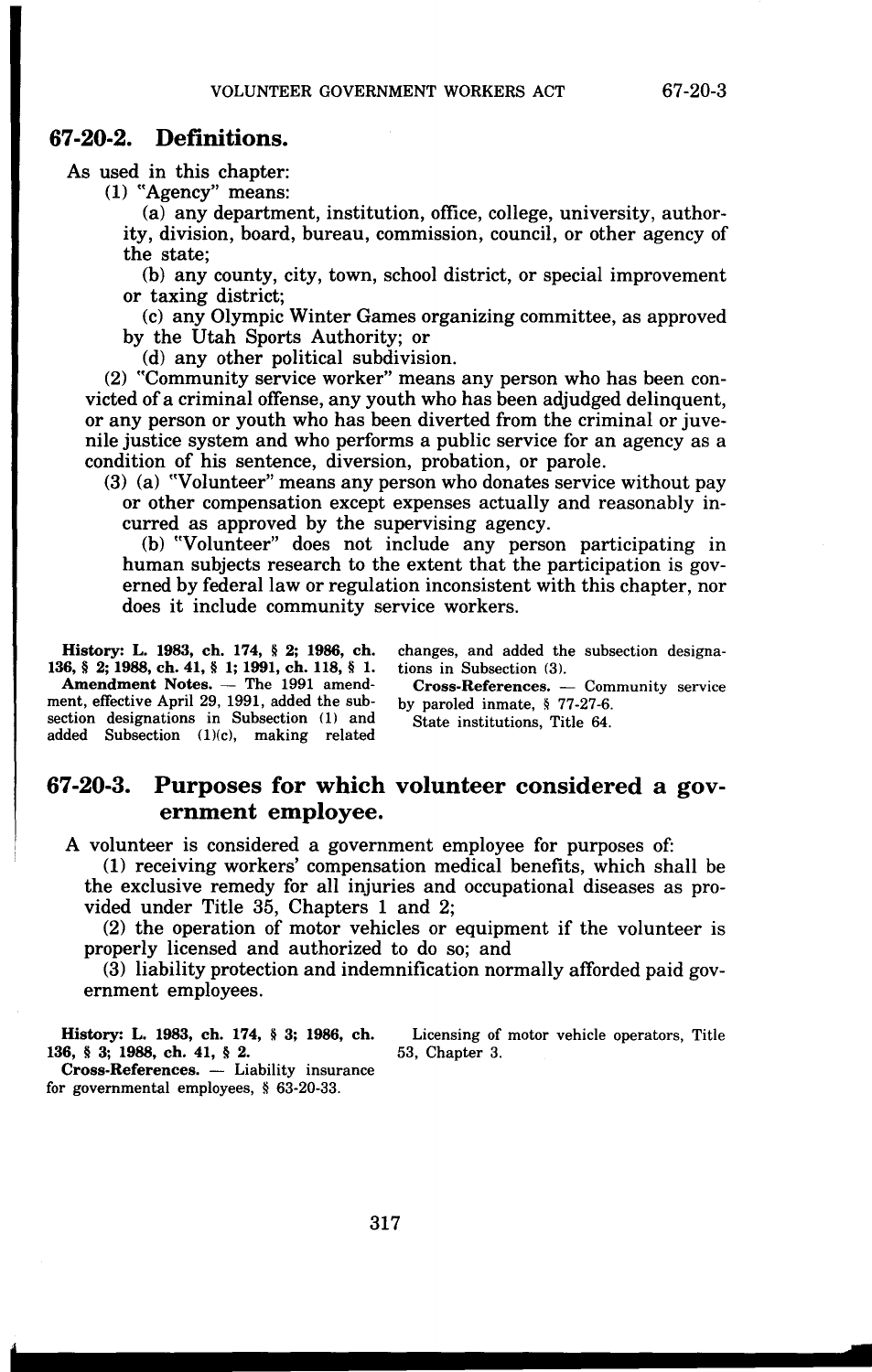## 67-20-2. Definitions.

As used in this chapter:

(1) "Agency" means:

(a) any department, institution, office, college, university, authority, division, board, bureau, commission, council, or other agency of the state;

(b) any county, city, town, school district, or special improvement or taxing district;

(c) any Olympic Winter Games organizing committee, as approved by the Utah Sports Authority; or

(d) any other political subdivision.

(2) "Community service worker" means any person who has been convicted of a criminal offense, any youth who has been adjudged delinquent, or any person or youth who has been diverted from the criminal or juvenile justice system and who performs a public service for an agency as a condition of his sentence, diversion, probation, or parole.

(3) (a) "Volunteer" means any person who donates service without pay or other compensation except expenses actually and reasonably incurred as approved by the supervising agency.

(b) "Volunteer" does not include any person participating in human subjects research to the extent that the participation is governed by federal law or regulation inconsistent with this chapter, nor does it include community service workers.

**History:** L. 1983, ch. 174, § 2; 1986, ch. 136, § 2; 1988, ch. 41, § 1; 1991, ch. 118, § 1.

**Amendment Notes.** — The 1991 amendment, effective April 29, 1991, added the subsection designations in Subsection (1) and added Subsection (1)(c), making related changes, and added the subsection designations in Subsection (3).

**Cross-References.** — Community service by paroled inmate, § 77-27-6.

State institutions, Title 64.

## 67-20-3. Purposes for which volunteer considered a government employee.

A volunteer is considered a government employee for purposes of:

(1) receiving workers' compensation medical benefits, which shall be the exclusive remedy for all injuries and occupational diseases as provided under Title 35, Chapters 1 and 2;

(2) the operation of motor vehicles or equipment if the volunteer is properly licensed and authorized to do so; and

(3) liability protection and indemnification normally afforded paid government employees.

**History:** L. 1983, ch. 174, § 3; 1986, ch. 136, § 3; 1988, ch. 41, § 2.

**Cross-References.** — Liability insurance for governmental employees, § 63-20-33.

Licensing of motor vehicle operators, Title 53, Chapter 3.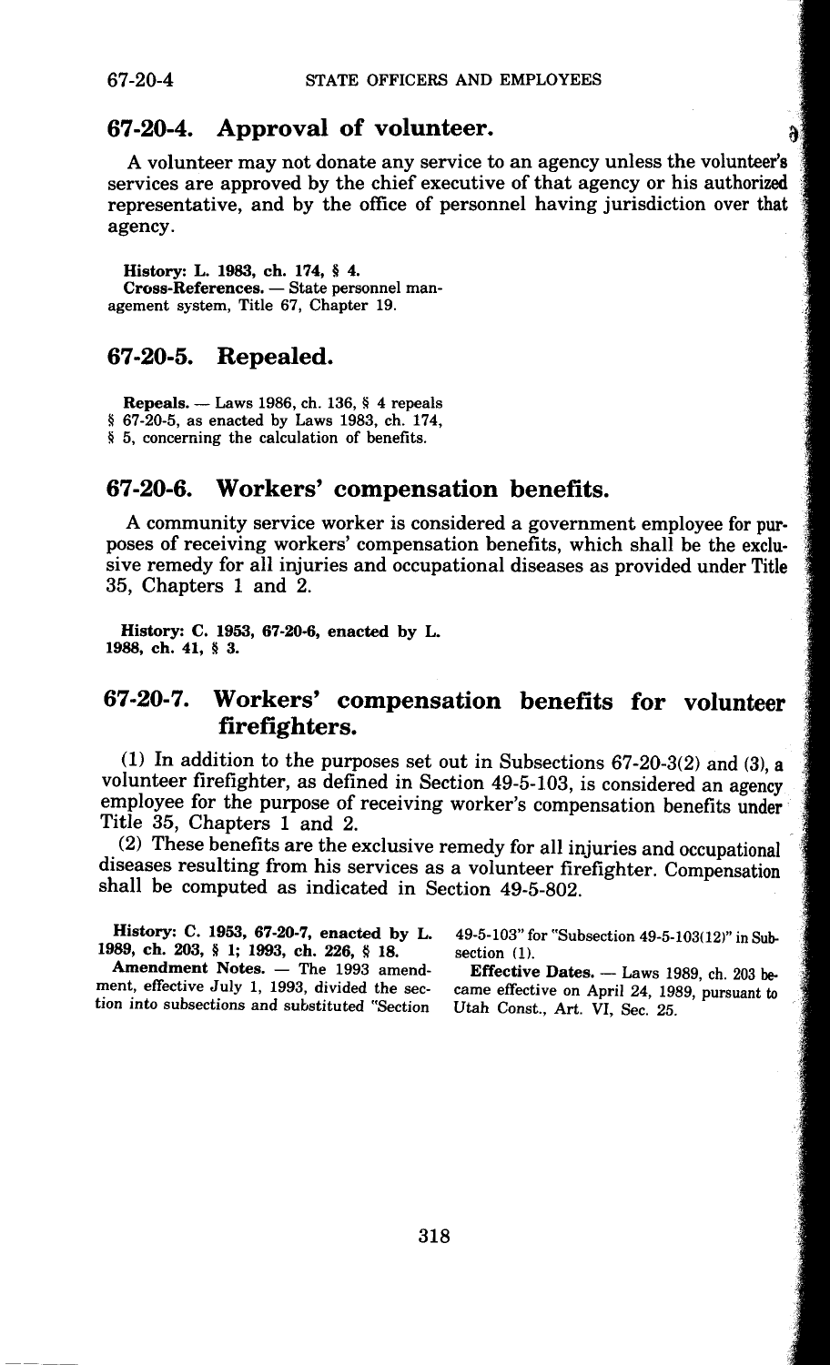## 67-20-4. Approval of volunteer.

A volunteer may not donate any service to an agency unless the volunteer's services are approved by the chief executive of that agency or his authorized representative, and by the office of personnel having jurisdiction over that agency.

**History:** L. 1983, ch. 174, § 4.
**Cross-References.** — State personnel management system, Title 67, Chapter 19.

## 67-20-5. Repealed.

**Repeals.** — Laws 1986, ch. 136, § 4 repeals § 67-20-5, as enacted by Laws 1983, ch. 174, § 5, concerning the calculation of benefits.

## 67-20-6. Workers' compensation benefits.

A community service worker is considered a government employee for purposes of receiving workers' compensation benefits, which shall be the exclusive remedy for all injuries and occupational diseases as provided under Title 35, Chapters 1 and 2.

**History:** C. 1953, 67-20-6, enacted by L. 1988, ch. 41, § 3.

## 67-20-7. Workers' compensation benefits for volunteer firefighters.

(1) In addition to the purposes set out in Subsections 67-20-3(2) and (3), a volunteer firefighter, as defined in Section 49-5-103, is considered an agency employee for the purpose of receiving worker's compensation benefits under Title 35, Chapters 1 and 2.

(2) These benefits are the exclusive remedy for all injuries and occupational diseases resulting from his services as a volunteer firefighter. Compensation shall be computed as indicated in Section 49-5-802.

**History:** C. 1953, 67-20-7, enacted by L. 1989, ch. 203, § 1; 1993, ch. 226, § 18.

**Amendment Notes.** — The 1993 amendment, effective July 1, 1993, divided the section into subsections and substituted "Section 49-5-103" for "Subsection 49-5-103(12)" in Subsection (1).

**Effective Dates.** — Laws 1989, ch. 203 became effective on April 24, 1989, pursuant to Utah Const., Art. VI, Sec. 25.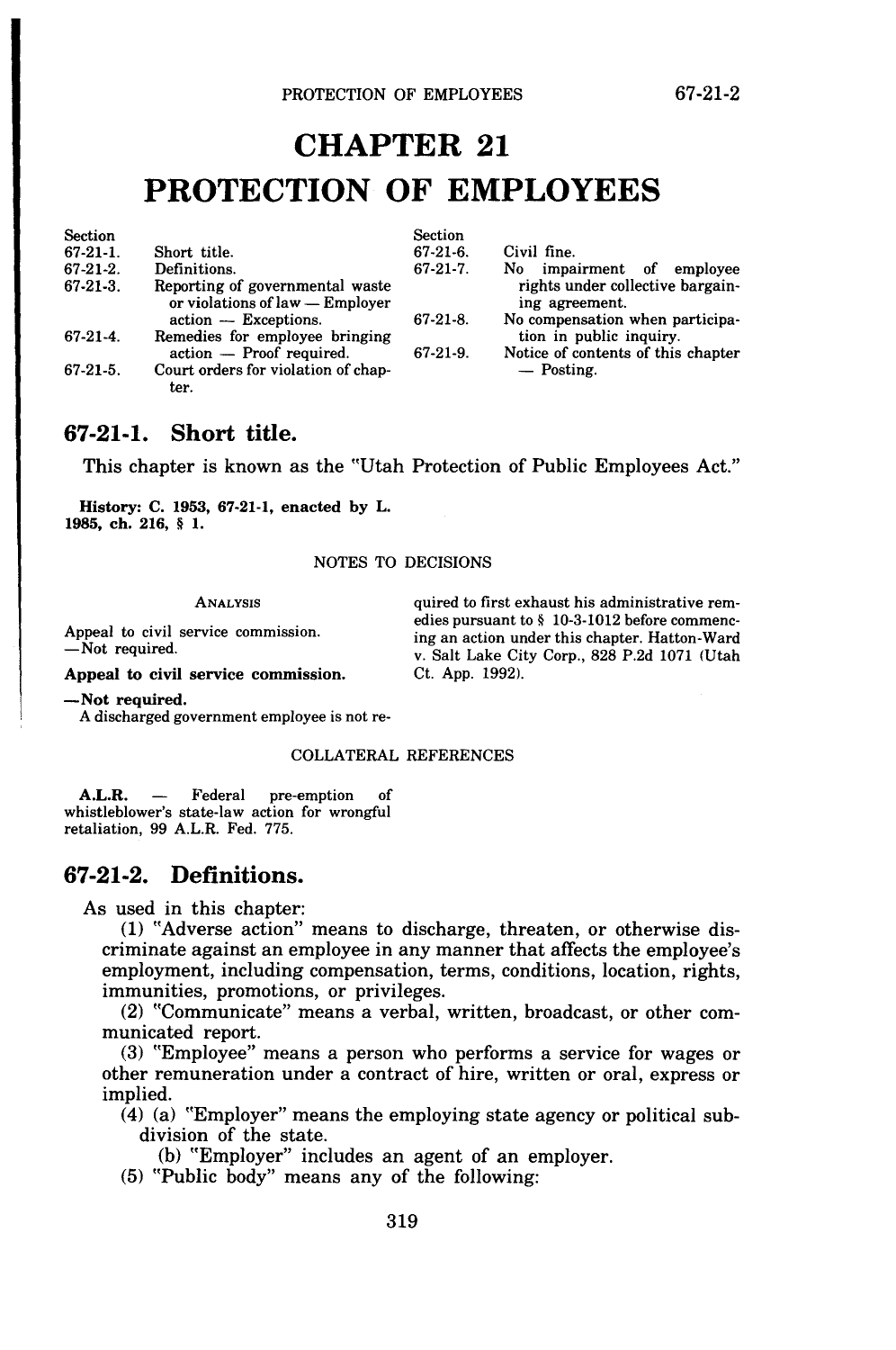# CHAPTER 21
# PROTECTION OF EMPLOYEES

| Section | | Section | |
|---|---|---|---|
| 67-21-1. | Short title. | 67-21-6. | Civil fine. |
| 67-21-2. | Definitions. | 67-21-7. | No impairment of employee rights under collective bargaining agreement. |
| 67-21-3. | Reporting of governmental waste or violations of law — Employer action — Exceptions. | 67-21-8. | No compensation when participation in public inquiry. |
| 67-21-4. | Remedies for employee bringing action — Proof required. | 67-21-9. | Notice of contents of this chapter — Posting. |
| 67-21-5. | Court orders for violation of chapter. | | |

## 67-21-1. Short title.

This chapter is known as the "Utah Protection of Public Employees Act."

**History: C. 1953, 67-21-1, enacted by L. 1985, ch. 216, § 1.**

NOTES TO DECISIONS

ANALYSIS

Appeal to civil service commission.
—Not required.

**Appeal to civil service commission.**

**—Not required.**

A discharged government employee is not required to first exhaust his administrative remedies pursuant to § 10-3-1012 before commencing an action under this chapter. Hatton-Ward v. Salt Lake City Corp., 828 P.2d 1071 (Utah Ct. App. 1992).

COLLATERAL REFERENCES

**A.L.R.** — Federal pre-emption of whistleblower's state-law action for wrongful retaliation, 99 A.L.R. Fed. 775.

## 67-21-2. Definitions.

As used in this chapter:

(1) "Adverse action" means to discharge, threaten, or otherwise discriminate against an employee in any manner that affects the employee's employment, including compensation, terms, conditions, location, rights, immunities, promotions, or privileges.

(2) "Communicate" means a verbal, written, broadcast, or other communicated report.

(3) "Employee" means a person who performs a service for wages or other remuneration under a contract of hire, written or oral, express or implied.

(4) (a) "Employer" means the employing state agency or political subdivision of the state.

(b) "Employer" includes an agent of an employer.

(5) "Public body" means any of the following: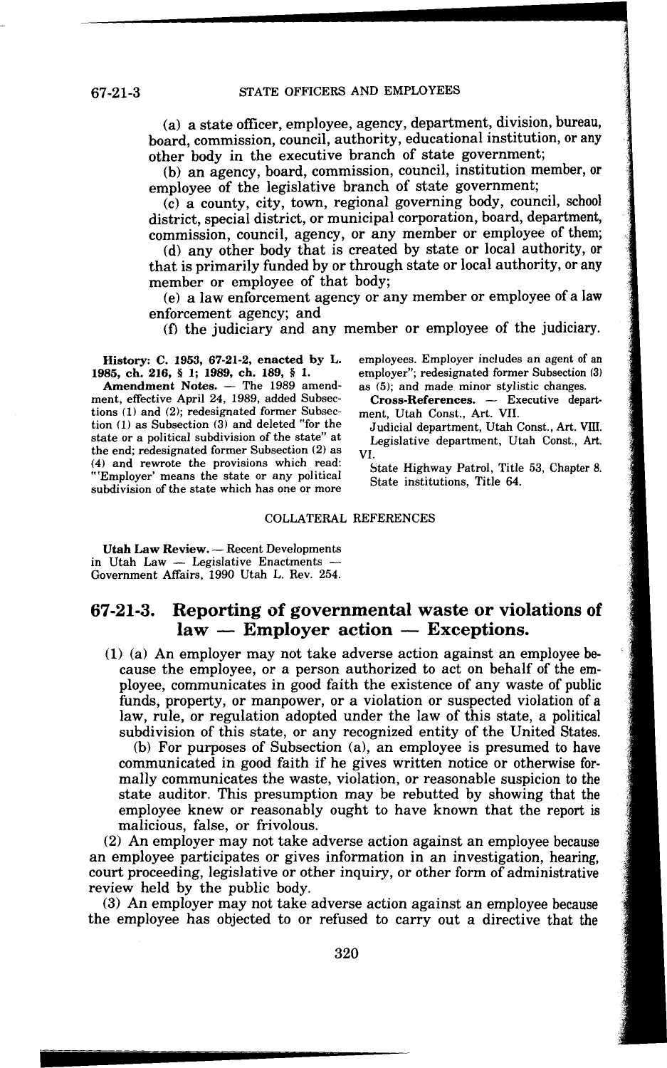(a) a state officer, employee, agency, department, division, bureau, board, commission, council, authority, educational institution, or any other body in the executive branch of state government;

(b) an agency, board, commission, council, institution member, or employee of the legislative branch of state government;

(c) a county, city, town, regional governing body, council, school district, special district, or municipal corporation, board, department, commission, council, agency, or any member or employee of them;

(d) any other body that is created by state or local authority, or that is primarily funded by or through state or local authority, or any member or employee of that body;

(e) a law enforcement agency or any member or employee of a law enforcement agency; and

(f) the judiciary and any member or employee of the judiciary.

**History: C. 1953, 67-21-2, enacted by L. 1985, ch. 216, § 1; 1989, ch. 189, § 1.**

**Amendment Notes.** — The 1989 amendment, effective April 24, 1989, added Subsections (1) and (2); redesignated former Subsection (1) as Subsection (3) and deleted "for the state or a political subdivision of the state" at the end; redesignated former Subsection (2) as (4) and rewrote the provisions which read: "'Employer' means the state or any political subdivision of the state which has one or more employees. Employer includes an agent of an employer"; redesignated former Subsection (3) as (5); and made minor stylistic changes.

**Cross-References.** — Executive department, Utah Const., Art. VII.

Judicial department, Utah Const., Art. VIII.

Legislative department, Utah Const., Art. VI.

State Highway Patrol, Title 53, Chapter 8.

State institutions, Title 64.

COLLATERAL REFERENCES

**Utah Law Review.** — Recent Developments in Utah Law — Legislative Enactments — Government Affairs, 1990 Utah L. Rev. 254.

## 67-21-3. Reporting of governmental waste or violations of law — Employer action — Exceptions.

(1) (a) An employer may not take adverse action against an employee because the employee, or a person authorized to act on behalf of the employee, communicates in good faith the existence of any waste of public funds, property, or manpower, or a violation or suspected violation of a law, rule, or regulation adopted under the law of this state, a political subdivision of this state, or any recognized entity of the United States.

(b) For purposes of Subsection (a), an employee is presumed to have communicated in good faith if he gives written notice or otherwise formally communicates the waste, violation, or reasonable suspicion to the state auditor. This presumption may be rebutted by showing that the employee knew or reasonably ought to have known that the report is malicious, false, or frivolous.

(2) An employer may not take adverse action against an employee because an employee participates or gives information in an investigation, hearing, court proceeding, legislative or other inquiry, or other form of administrative review held by the public body.

(3) An employer may not take adverse action against an employee because the employee has objected to or refused to carry out a directive that the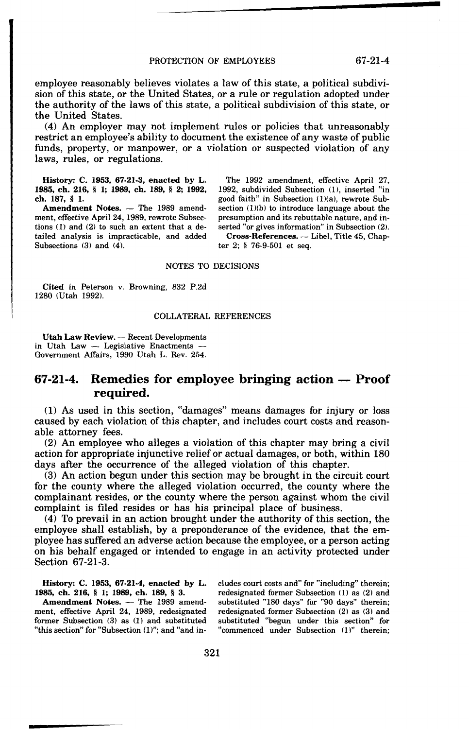employee reasonably believes violates a law of this state, a political subdivision of this state, or the United States, or a rule or regulation adopted under the authority of the laws of this state, a political subdivision of this state, or the United States.

(4) An employer may not implement rules or policies that unreasonably restrict an employee's ability to document the existence of any waste of public funds, property, or manpower, or a violation or suspected violation of any laws, rules, or regulations.

**History:** C. 1953, 67-21-3, enacted by L. 1985, ch. 216, § 1; 1989, ch. 189, § 2; 1992, ch. 187, § 1.

**Amendment Notes.** — The 1989 amendment, effective April 24, 1989, rewrote Subsections (1) and (2) to such an extent that a detailed analysis is impracticable, and added Subsections (3) and (4).

The 1992 amendment, effective April 27, 1992, subdivided Subsection (1), inserted "in good faith" in Subsection (1)(a), rewrote Subsection (1)(b) to introduce language about the presumption and its rebuttable nature, and inserted "or gives information" in Subsection (2).

**Cross-References.** — Libel, Title 45, Chapter 2; § 76-9-501 et seq.

NOTES TO DECISIONS

**Cited** in Peterson v. Browning, 832 P.2d 1280 (Utah 1992).

COLLATERAL REFERENCES

**Utah Law Review.** — Recent Developments in Utah Law — Legislative Enactments — Government Affairs, 1990 Utah L. Rev. 254.

## 67-21-4. Remedies for employee bringing action — Proof required.

(1) As used in this section, "damages" means damages for injury or loss caused by each violation of this chapter, and includes court costs and reasonable attorney fees.

(2) An employee who alleges a violation of this chapter may bring a civil action for appropriate injunctive relief or actual damages, or both, within 180 days after the occurrence of the alleged violation of this chapter.

(3) An action begun under this section may be brought in the circuit court for the county where the alleged violation occurred, the county where the complainant resides, or the county where the person against whom the civil complaint is filed resides or has his principal place of business.

(4) To prevail in an action brought under the authority of this section, the employee shall establish, by a preponderance of the evidence, that the employee has suffered an adverse action because the employee, or a person acting on his behalf engaged or intended to engage in an activity protected under Section 67-21-3.

**History:** C. 1953, 67-21-4, enacted by L. 1985, ch. 216, § 1; 1989, ch. 189, § 3.

**Amendment Notes.** — The 1989 amendment, effective April 24, 1989, redesignated former Subsection (3) as (1) and substituted "this section" for "Subsection (1)"; and "and includes court costs and" for "including" therein; redesignated former Subsection (1) as (2) and substituted "180 days" for "90 days" therein; redesignated former Subsection (2) as (3) and substituted "begun under this section" for "commenced under Subsection (1)" therein;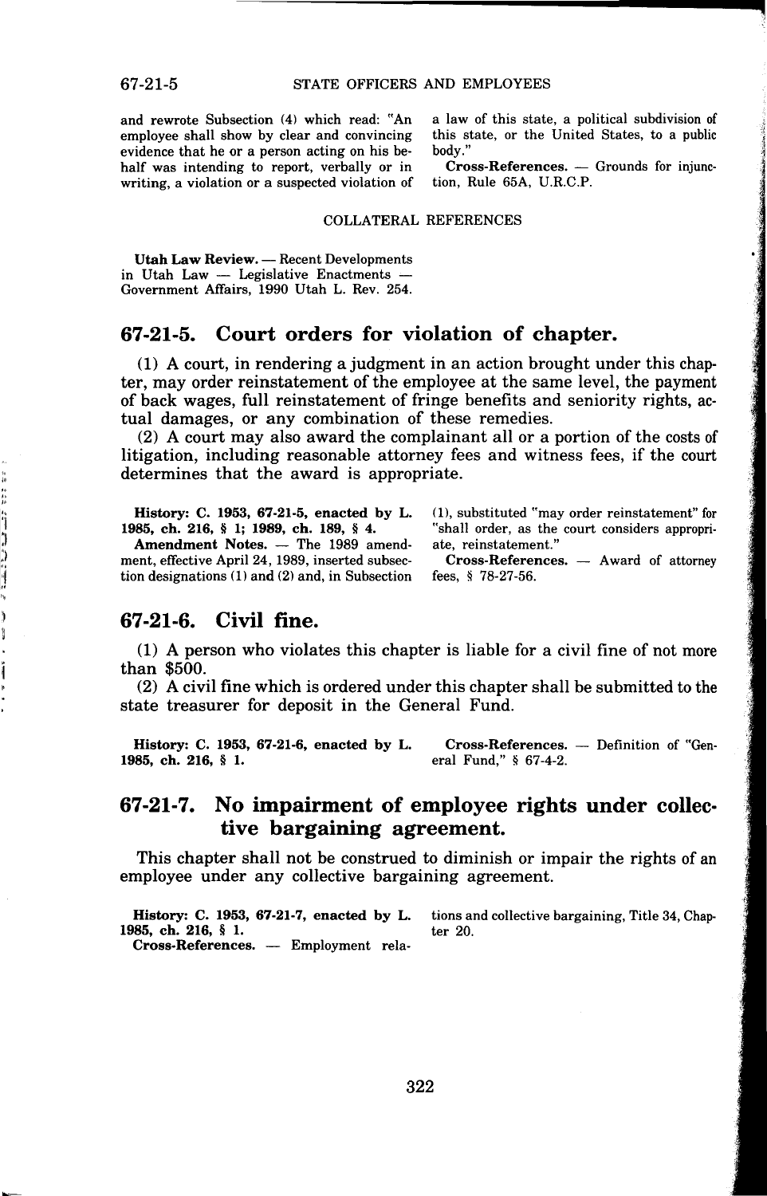and rewrote Subsection (4) which read: "An employee shall show by clear and convincing evidence that he or a person acting on his behalf was intending to report, verbally or in writing, a violation or a suspected violation of a law of this state, a political subdivision of this state, or the United States, to a public body."

**Cross-References.** — Grounds for injunction, Rule 65A, U.R.C.P.

COLLATERAL REFERENCES

**Utah Law Review.** — Recent Developments in Utah Law — Legislative Enactments — Government Affairs, 1990 Utah L. Rev. 254.

## 67-21-5. Court orders for violation of chapter.

(1) A court, in rendering a judgment in an action brought under this chapter, may order reinstatement of the employee at the same level, the payment of back wages, full reinstatement of fringe benefits and seniority rights, actual damages, or any combination of these remedies.

(2) A court may also award the complainant all or a portion of the costs of litigation, including reasonable attorney fees and witness fees, if the court determines that the award is appropriate.

**History: C. 1953, 67-21-5, enacted by L. 1985, ch. 216, § 1; 1989, ch. 189, § 4.**

**Amendment Notes.** — The 1989 amendment, effective April 24, 1989, inserted subsection designations (1) and (2) and, in Subsection (1), substituted "may order reinstatement" for "shall order, as the court considers appropriate, reinstatement."

**Cross-References.** — Award of attorney fees, § 78-27-56.

## 67-21-6. Civil fine.

(1) A person who violates this chapter is liable for a civil fine of not more than $500.

(2) A civil fine which is ordered under this chapter shall be submitted to the state treasurer for deposit in the General Fund.

**History: C. 1953, 67-21-6, enacted by L. 1985, ch. 216, § 1.**

**Cross-References.** — Definition of "General Fund," § 67-4-2.

## 67-21-7. No impairment of employee rights under collective bargaining agreement.

This chapter shall not be construed to diminish or impair the rights of an employee under any collective bargaining agreement.

**History: C. 1953, 67-21-7, enacted by L. 1985, ch. 216, § 1.**

**Cross-References.** — Employment relations and collective bargaining, Title 34, Chapter 20.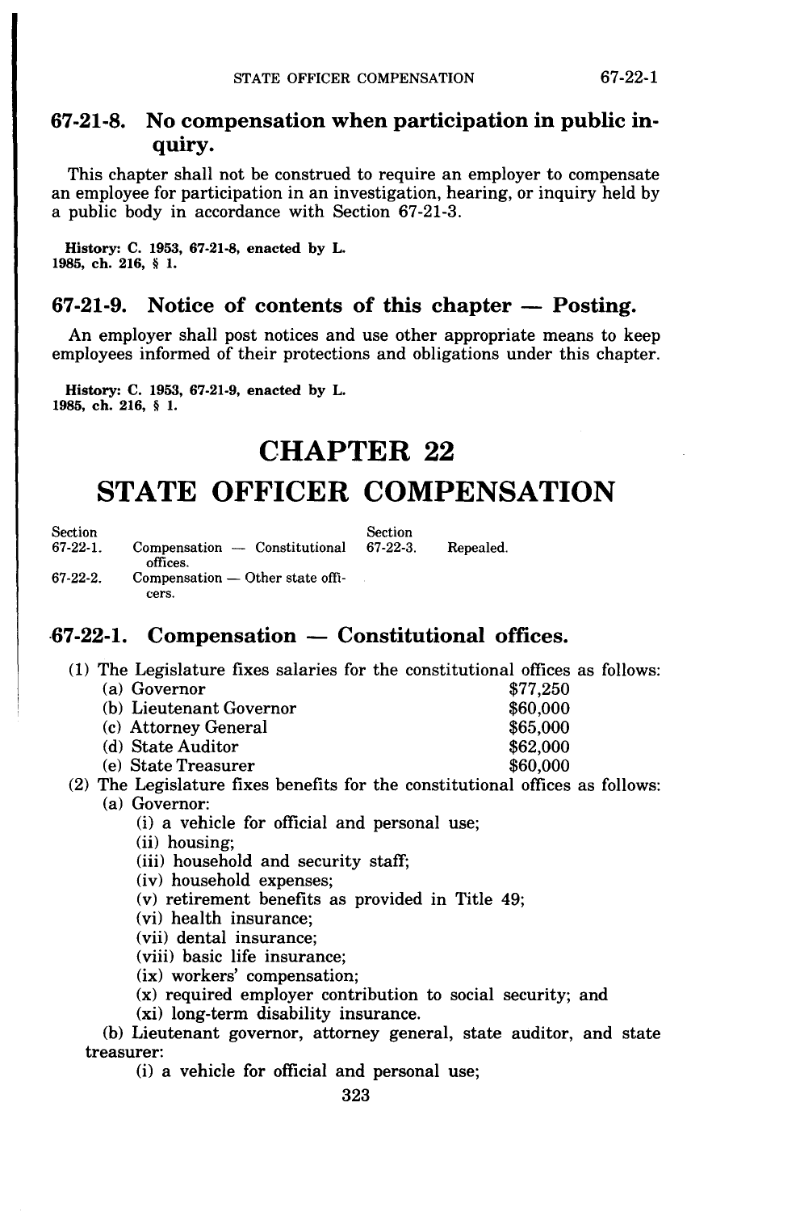### 67-21-8. No compensation when participation in public inquiry.

This chapter shall not be construed to require an employer to compensate an employee for participation in an investigation, hearing, or inquiry held by a public body in accordance with Section 67-21-3.

**History: C. 1953, 67-21-8, enacted by L. 1985, ch. 216, § 1.**

### 67-21-9. Notice of contents of this chapter — Posting.

An employer shall post notices and use other appropriate means to keep employees informed of their protections and obligations under this chapter.

**History: C. 1953, 67-21-9, enacted by L. 1985, ch. 216, § 1.**

# CHAPTER 22

# STATE OFFICER COMPENSATION

| Section | | Section | |
|---|---|---|---|
| 67-22-1. | Compensation — Constitutional offices. | 67-22-3. | Repealed. |
| 67-22-2. | Compensation — Other state officers. | | |

### 67-22-1. Compensation — Constitutional offices.

(1) The Legislature fixes salaries for the constitutional offices as follows:

| | |
|---|---|
| (a) Governor | $77,250 |
| (b) Lieutenant Governor | $60,000 |
| (c) Attorney General | $65,000 |
| (d) State Auditor | $62,000 |
| (e) State Treasurer | $60,000 |

(2) The Legislature fixes benefits for the constitutional offices as follows:

(a) Governor:

(i) a vehicle for official and personal use;

(ii) housing;

(iii) household and security staff;

(iv) household expenses;

(v) retirement benefits as provided in Title 49;

(vi) health insurance;

(vii) dental insurance;

(viii) basic life insurance;

(ix) workers' compensation;

(x) required employer contribution to social security; and

(xi) long-term disability insurance.

(b) Lieutenant governor, attorney general, state auditor, and state treasurer:

(i) a vehicle for official and personal use;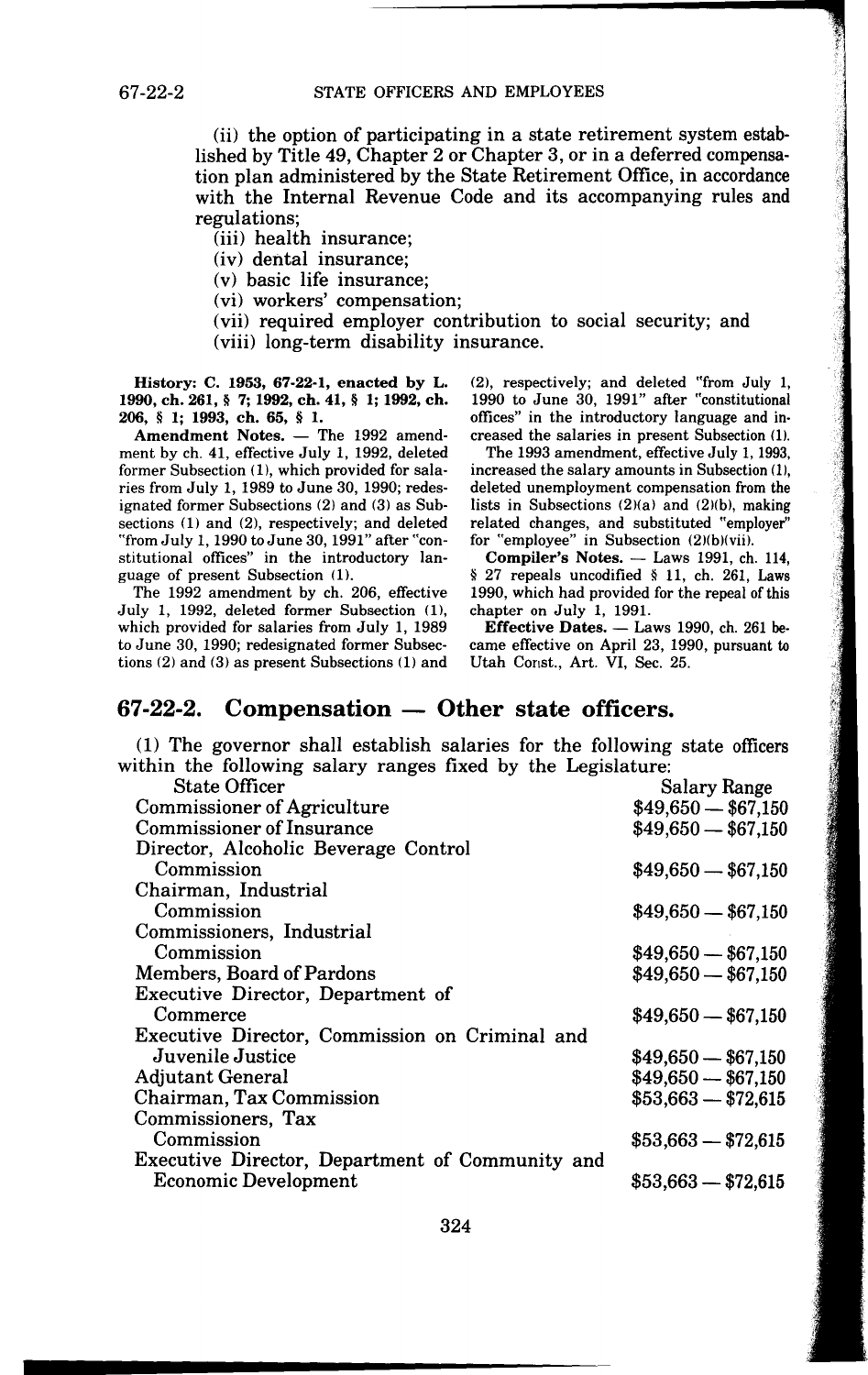(ii) the option of participating in a state retirement system established by Title 49, Chapter 2 or Chapter 3, or in a deferred compensation plan administered by the State Retirement Office, in accordance with the Internal Revenue Code and its accompanying rules and regulations;

(iii) health insurance;

(iv) dental insurance;

(v) basic life insurance;

(vi) workers' compensation;

(vii) required employer contribution to social security; and

(viii) long-term disability insurance.

**History: C. 1953, 67-22-1, enacted by L. 1990, ch. 261, § 7; 1992, ch. 41, § 1; 1992, ch. 206, § 1; 1993, ch. 65, § 1.**

**Amendment Notes.** — The 1992 amendment by ch. 41, effective July 1, 1992, deleted former Subsection (1), which provided for salaries from July 1, 1989 to June 30, 1990; redesignated former Subsections (2) and (3) as Subsections (1) and (2), respectively; and deleted "from July 1, 1990 to June 30, 1991" after "constitutional offices" in the introductory language of present Subsection (1).

The 1992 amendment by ch. 206, effective July 1, 1992, deleted former Subsection (1), which provided for salaries from July 1, 1989 to June 30, 1990; redesignated former Subsections (2) and (3) as present Subsections (1) and (2), respectively; and deleted "from July 1, 1990 to June 30, 1991" after "constitutional offices" in the introductory language and increased the salaries in present Subsection (1).

The 1993 amendment, effective July 1, 1993, increased the salary amounts in Subsection (1), deleted unemployment compensation from the lists in Subsections (2)(a) and (2)(b), making related changes, and substituted "employer" for "employee" in Subsection (2)(b)(vii).

**Compiler's Notes.** — Laws 1991, ch. 114, § 27 repeals uncodified § 11, ch. 261, Laws 1990, which had provided for the repeal of this chapter on July 1, 1991.

**Effective Dates.** — Laws 1990, ch. 261 became effective on April 23, 1990, pursuant to Utah Const., Art. VI, Sec. 25.

## 67-22-2. Compensation — Other state officers.

(1) The governor shall establish salaries for the following state officers within the following salary ranges fixed by the Legislature:

| State Officer | Salary Range |
|---|---|
| Commissioner of Agriculture | $49,650 — $67,150 |
| Commissioner of Insurance | $49,650 — $67,150 |
| Director, Alcoholic Beverage Control Commission | $49,650 — $67,150 |
| Chairman, Industrial Commission | $49,650 — $67,150 |
| Commissioners, Industrial Commission | $49,650 — $67,150 |
| Members, Board of Pardons | $49,650 — $67,150 |
| Executive Director, Department of Commerce | $49,650 — $67,150 |
| Executive Director, Commission on Criminal and Juvenile Justice | $49,650 — $67,150 |
| Adjutant General | $49,650 — $67,150 |
| Chairman, Tax Commission | $53,663 — $72,615 |
| Commissioners, Tax Commission | $53,663 — $72,615 |
| Executive Director, Department of Community and Economic Development | $53,663 — $72,615 |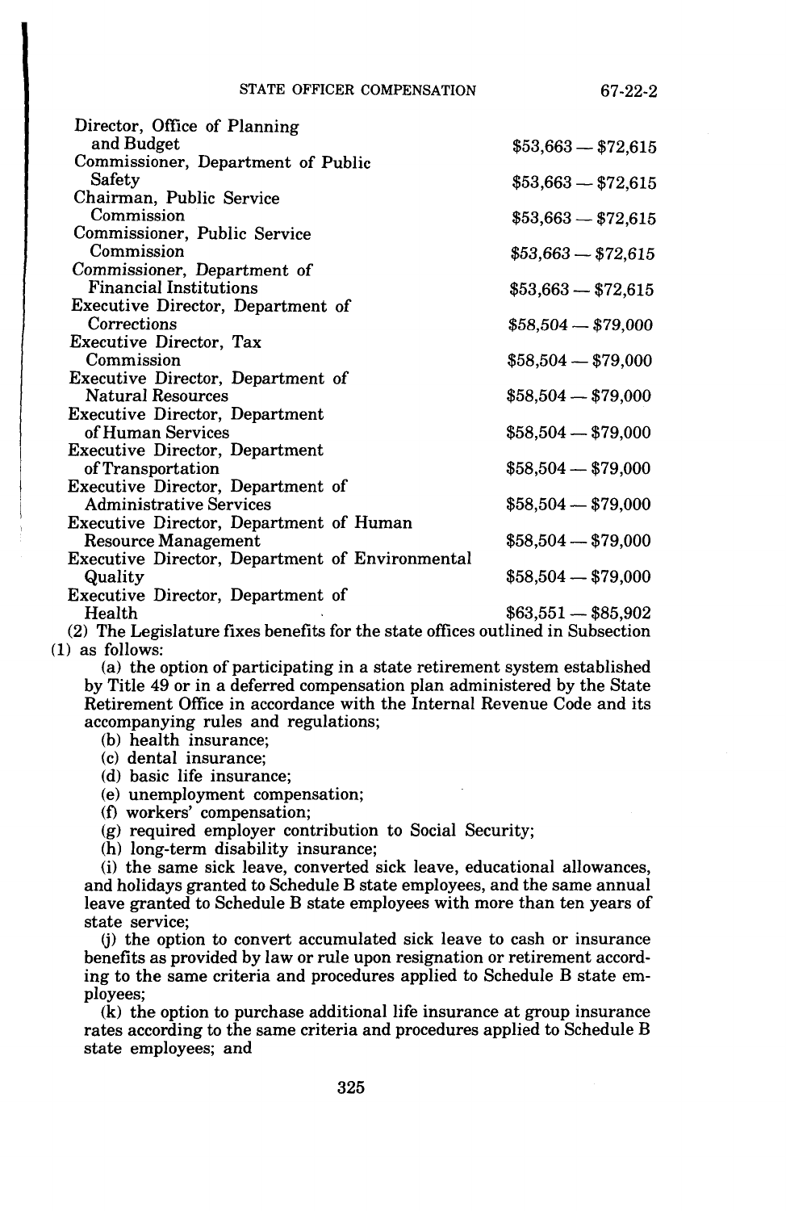| Office | Salary Range |
|---|---|
| Director, Office of Planning and Budget | $53,663 — $72,615 |
| Commissioner, Department of Public Safety | $53,663 — $72,615 |
| Chairman, Public Service Commission | $53,663 — $72,615 |
| Commissioner, Public Service Commission | $53,663 — $72,615 |
| Commissioner, Department of Financial Institutions | $53,663 — $72,615 |
| Executive Director, Department of Corrections | $58,504 — $79,000 |
| Executive Director, Tax Commission | $58,504 — $79,000 |
| Executive Director, Department of Natural Resources | $58,504 — $79,000 |
| Executive Director, Department of Human Services | $58,504 — $79,000 |
| Executive Director, Department of Transportation | $58,504 — $79,000 |
| Executive Director, Department of Administrative Services | $58,504 — $79,000 |
| Executive Director, Department of Human Resource Management | $58,504 — $79,000 |
| Executive Director, Department of Environmental Quality | $58,504 — $79,000 |
| Executive Director, Department of Health | $63,551 — $85,902 |

(2) The Legislature fixes benefits for the state offices outlined in Subsection (1) as follows:

(a) the option of participating in a state retirement system established by Title 49 or in a deferred compensation plan administered by the State Retirement Office in accordance with the Internal Revenue Code and its accompanying rules and regulations;

(b) health insurance;

(c) dental insurance;

(d) basic life insurance;

(e) unemployment compensation;

(f) workers' compensation;

(g) required employer contribution to Social Security;

(h) long-term disability insurance;

(i) the same sick leave, converted sick leave, educational allowances, and holidays granted to Schedule B state employees, and the same annual leave granted to Schedule B state employees with more than ten years of state service;

(j) the option to convert accumulated sick leave to cash or insurance benefits as provided by law or rule upon resignation or retirement according to the same criteria and procedures applied to Schedule B state employees;

(k) the option to purchase additional life insurance at group insurance rates according to the same criteria and procedures applied to Schedule B state employees; and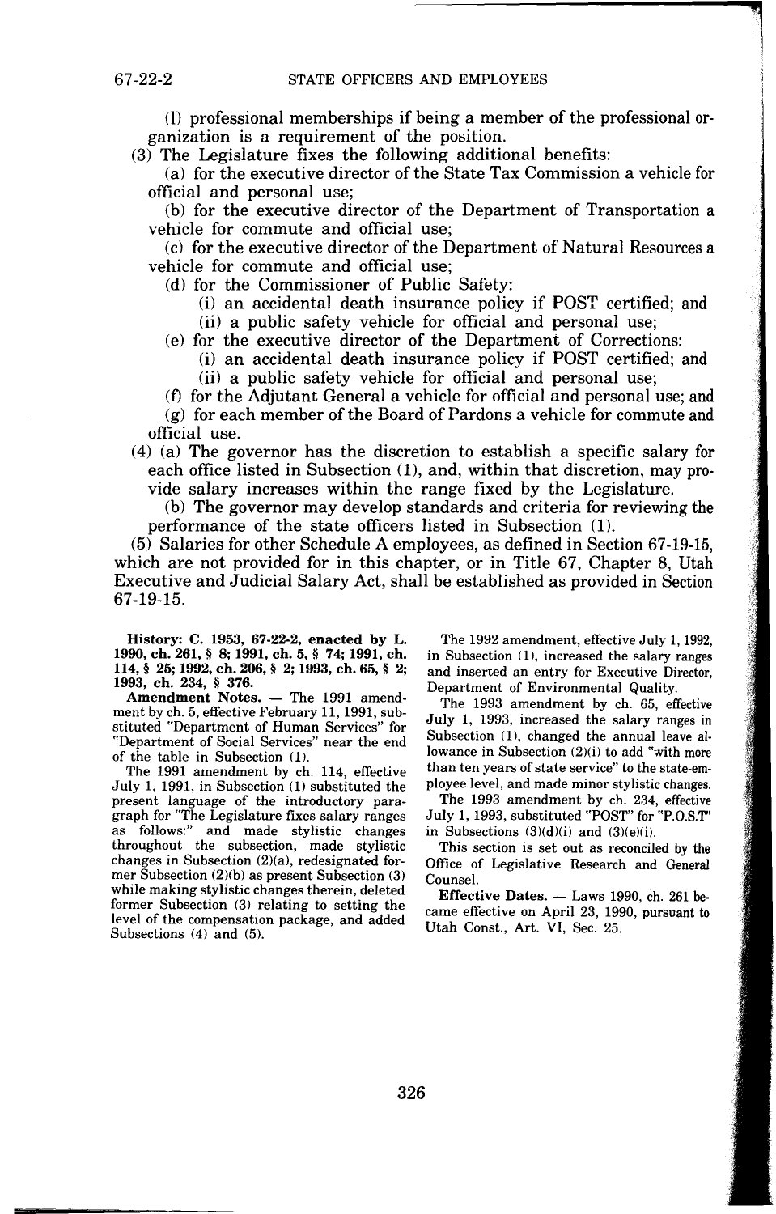(l) professional memberships if being a member of the professional organization is a requirement of the position.

(3) The Legislature fixes the following additional benefits:

(a) for the executive director of the State Tax Commission a vehicle for official and personal use;

(b) for the executive director of the Department of Transportation a vehicle for commute and official use;

(c) for the executive director of the Department of Natural Resources a vehicle for commute and official use;

(d) for the Commissioner of Public Safety:

(i) an accidental death insurance policy if POST certified; and

(ii) a public safety vehicle for official and personal use;

(e) for the executive director of the Department of Corrections:

(i) an accidental death insurance policy if POST certified; and

(ii) a public safety vehicle for official and personal use;

(f) for the Adjutant General a vehicle for official and personal use; and

(g) for each member of the Board of Pardons a vehicle for commute and official use.

(4) (a) The governor has the discretion to establish a specific salary for each office listed in Subsection (1), and, within that discretion, may provide salary increases within the range fixed by the Legislature.

(b) The governor may develop standards and criteria for reviewing the performance of the state officers listed in Subsection (1).

(5) Salaries for other Schedule A employees, as defined in Section 67-19-15, which are not provided for in this chapter, or in Title 67, Chapter 8, Utah Executive and Judicial Salary Act, shall be established as provided in Section 67-19-15.

**History: C. 1953, 67-22-2, enacted by L. 1990, ch. 261, § 8; 1991, ch. 5, § 74; 1991, ch. 114, § 25; 1992, ch. 206, § 2; 1993, ch. 65, § 2; 1993, ch. 234, § 376.**

**Amendment Notes.** — The 1991 amendment by ch. 5, effective February 11, 1991, substituted "Department of Human Services" for "Department of Social Services" near the end of the table in Subsection (1).

The 1991 amendment by ch. 114, effective July 1, 1991, in Subsection (1) substituted the present language of the introductory paragraph for "The Legislature fixes salary ranges as follows:" and made stylistic changes throughout the subsection, made stylistic changes in Subsection (2)(a), redesignated former Subsection (2)(b) as present Subsection (3) while making stylistic changes therein, deleted former Subsection (3) relating to setting the level of the compensation package, and added Subsections (4) and (5).

The 1992 amendment, effective July 1, 1992, in Subsection (1), increased the salary ranges and inserted an entry for Executive Director, Department of Environmental Quality.

The 1993 amendment by ch. 65, effective July 1, 1993, increased the salary ranges in Subsection (1), changed the annual leave allowance in Subsection (2)(i) to add "with more than ten years of state service" to the state-employee level, and made minor stylistic changes.

The 1993 amendment by ch. 234, effective July 1, 1993, substituted "POST" for "P.O.S.T" in Subsections (3)(d)(i) and (3)(e)(i).

This section is set out as reconciled by the Office of Legislative Research and General Counsel.

**Effective Dates.** — Laws 1990, ch. 261 became effective on April 23, 1990, pursuant to Utah Const., Art. VI, Sec. 25.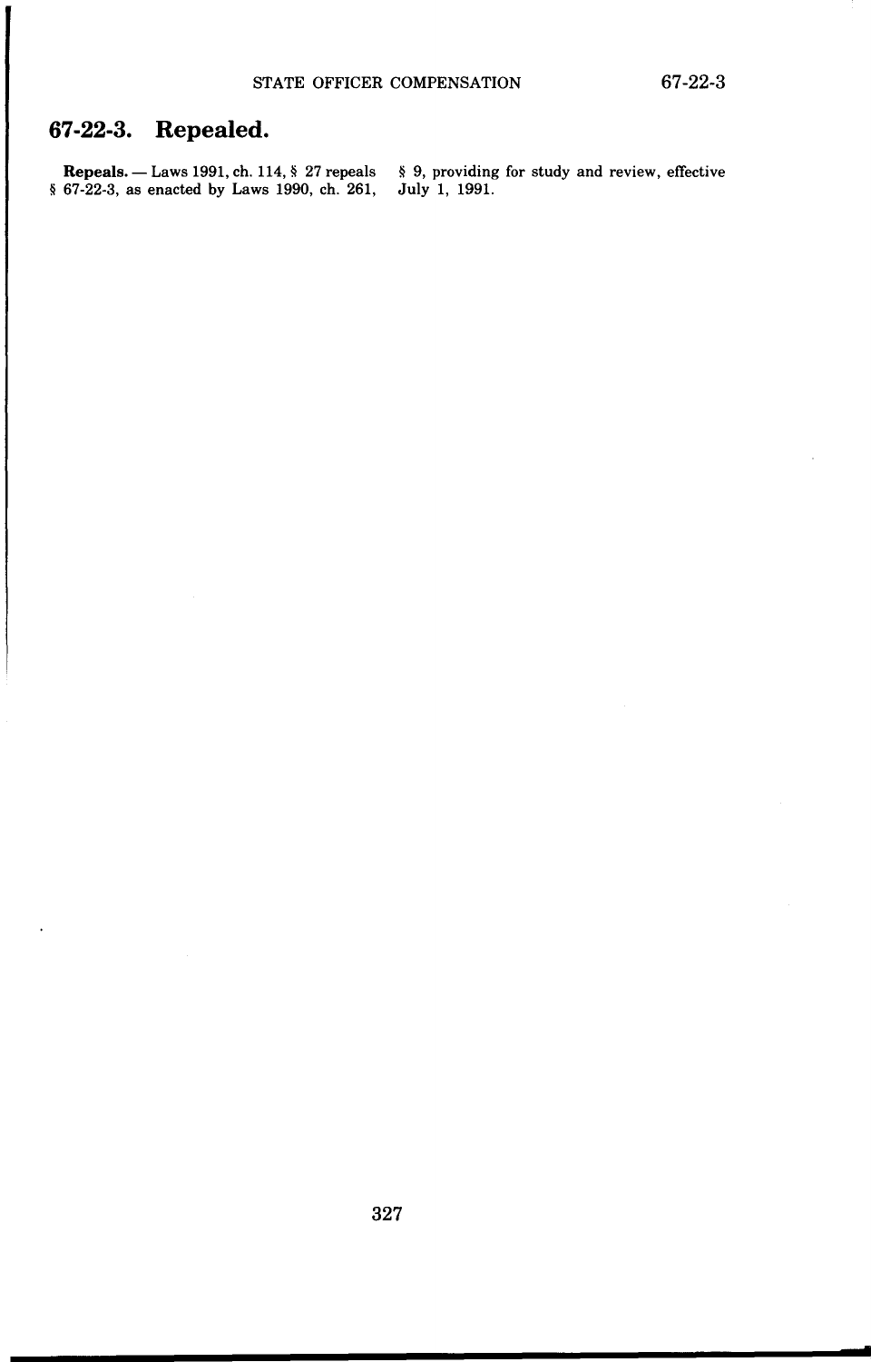## 67-22-3. Repealed.

**Repeals.** — Laws 1991, ch. 114, § 27 repeals § 67-22-3, as enacted by Laws 1990, ch. 261, § 9, providing for study and review, effective July 1, 1991.